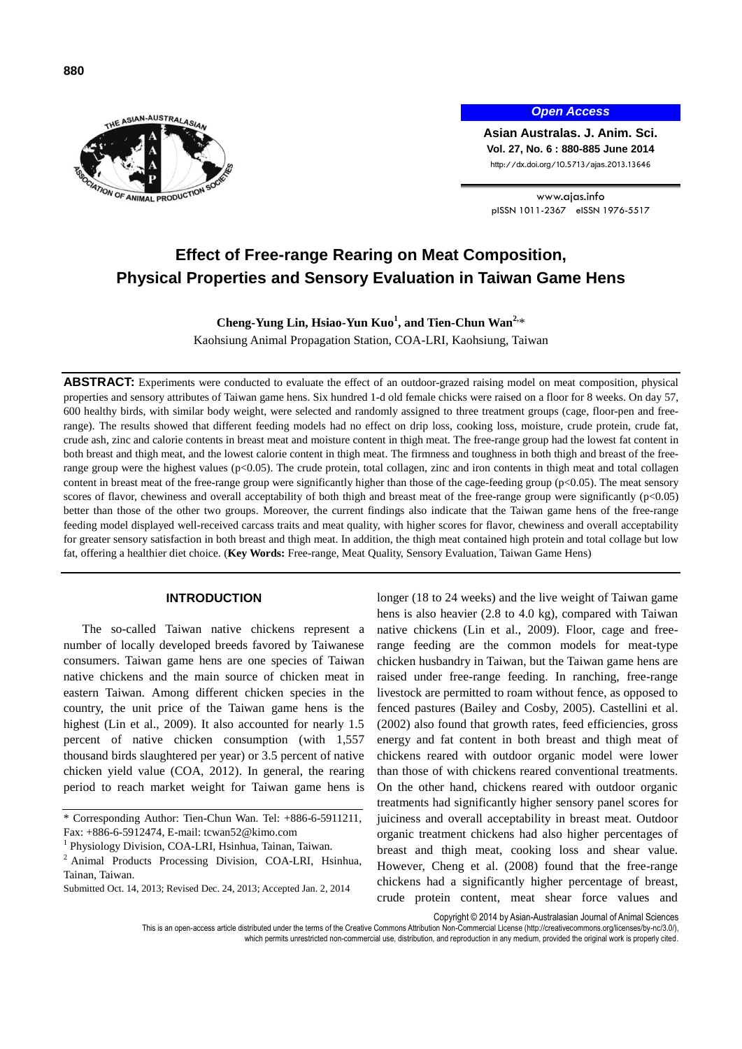# Effect of Free-range Rearing on Meat Composition, Physical Properties and Sensory Evaluation in Taiwan Game Hens

**Cheng-Yung Lin, Hsiao-Yun Kuo[1], and Tien-Chun Wan[2],***

Kaohsiung Animal Propagation Station, COA-LRI, Kaohsiung, Taiwan

**ABSTRACT:** Experiments were conducted to evaluate the effect of an outdoor-grazed raising model on meat composition, physical properties and sensory attributes of Taiwan game hens. Six hundred 1-d old female chicks were raised on a floor for 8 weeks. On day 57, 600 healthy birds, with similar body weight, were selected and randomly assigned to three treatment groups (cage, floor-pen and free-range). The results showed that different feeding models had no effect on drip loss, cooking loss, moisture, crude protein, crude fat, crude ash, zinc and calorie contents in breast meat and moisture content in thigh meat. The free-range group had the lowest fat content in both breast and thigh meat, and the lowest calorie content in thigh meat. The firmness and toughness in both thigh and breast of the free-range group were the highest values ($p<0.05$). The crude protein, total collagen, zinc and iron contents in thigh meat and total collagen content in breast meat of the free-range group were significantly higher than those of the cage-feeding group ($p<0.05$). The meat sensory scores of flavor, chewiness and overall acceptability of both thigh and breast meat of the free-range group were significantly ($p<0.05$) better than those of the other two groups. Moreover, the current findings also indicate that the Taiwan game hens of the free-range feeding model displayed well-received carcass traits and meat quality, with higher scores for flavor, chewiness and overall acceptability for greater sensory satisfaction in both breast and thigh meat. In addition, the thigh meat contained high protein and total collage but low fat, offering a healthier diet choice. (**Key Words:** Free-range, Meat Quality, Sensory Evaluation, Taiwan Game Hens)

## INTRODUCTION

The so-called Taiwan native chickens represent a number of locally developed breeds favored by Taiwanese consumers. Taiwan game hens are one species of Taiwan native chickens and the main source of chicken meat in eastern Taiwan. Among different chicken species in the country, the unit price of the Taiwan game hens is the highest (Lin et al., 2009). It also accounted for nearly 1.5 percent of native chicken consumption (with 1,557 thousand birds slaughtered per year) or 3.5 percent of native chicken yield value (COA, 2012). In general, the rearing period to reach market weight for Taiwan game hens is longer (18 to 24 weeks) and the live weight of Taiwan game hens is also heavier (2.8 to 4.0 kg), compared with Taiwan native chickens (Lin et al., 2009). Floor, cage and free-range feeding are the common models for meat-type chicken husbandry in Taiwan, but the Taiwan game hens are raised under free-range feeding. In ranching, free-range livestock are permitted to roam without fence, as opposed to fenced pastures (Bailey and Cosby, 2005). Castellini et al. (2002) also found that growth rates, feed efficiencies, gross energy and fat content in both breast and thigh meat of chickens reared with outdoor organic model were lower than those of with chickens reared conventional treatments. On the other hand, chickens reared with outdoor organic treatments had significantly higher sensory panel scores for juiciness and overall acceptability in breast meat. Outdoor organic treatment chickens had also higher percentages of breast and thigh meat, cooking loss and shear value. However, Cheng et al. (2008) found that the free-range chickens had a significantly higher percentage of breast, crude protein content, meat shear force values and

\* Corresponding Author: Tien-Chun Wan. Tel: +886-6-5911211, Fax: +886-6-5912474, E-mail: tcwan52@kimo.com

[1] Physiology Division, COA-LRI, Hsinhua, Tainan, Taiwan.

[2] Animal Products Processing Division, COA-LRI, Hsinhua, Tainan, Taiwan.

Submitted Oct. 14, 2013; Revised Dec. 24, 2013; Accepted Jan. 2, 2014

Copyright © 2014 by Asian-Australasian Journal of Animal Sciences

This is an open-access article distributed under the terms of the Creative Commons Attribution Non-Commercial License (http://creativecommons.org/licenses/by-nc/3.0/), which permits unrestricted non-commercial use, distribution, and reproduction in any medium, provided the original work is properly cited.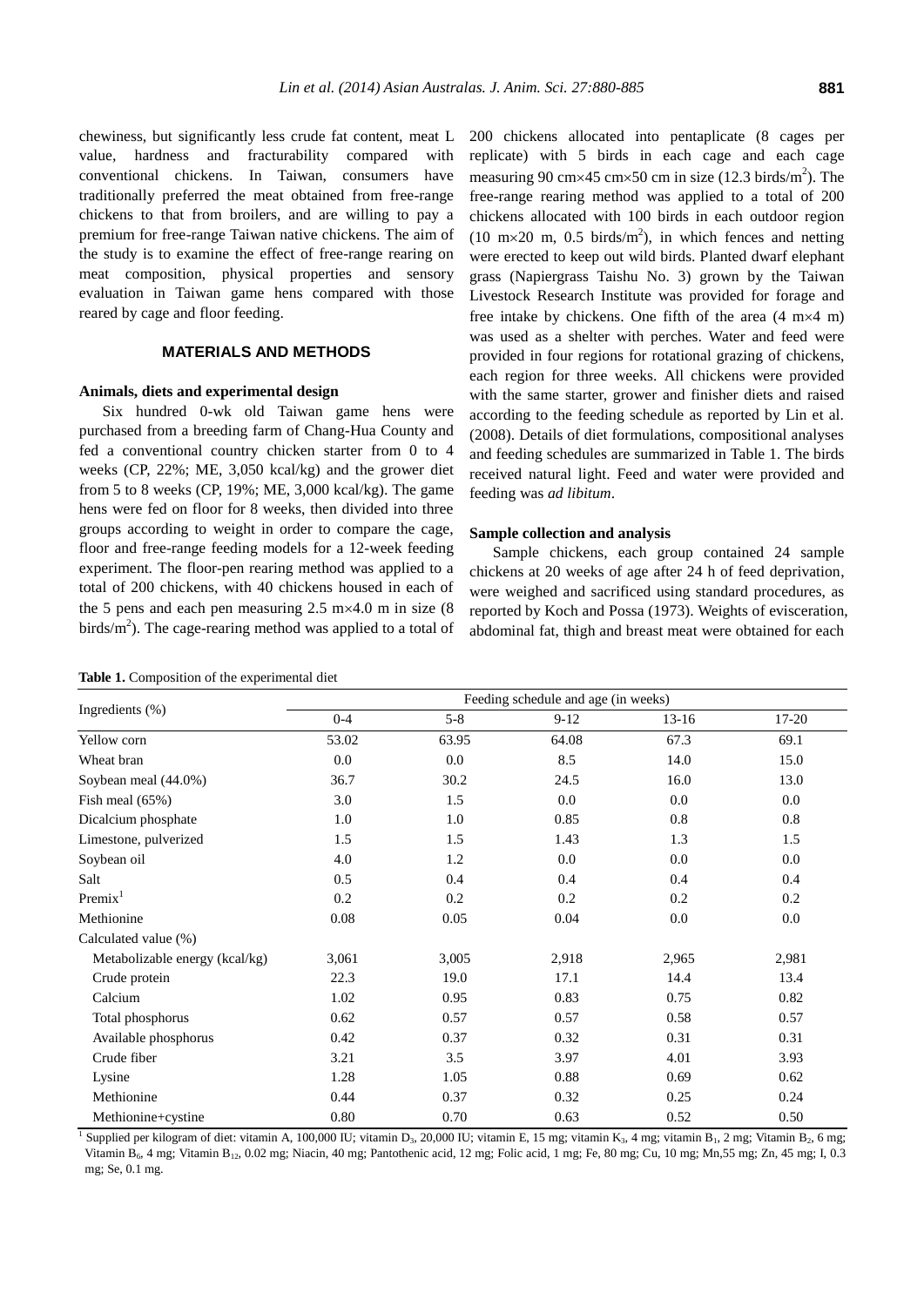chewiness, but significantly less crude fat content, meat L value, hardness and fracturability compared with conventional chickens. In Taiwan, consumers have traditionally preferred the meat obtained from free-range chickens to that from broilers, and are willing to pay a premium for free-range Taiwan native chickens. The aim of the study is to examine the effect of free-range rearing on meat composition, physical properties and sensory evaluation in Taiwan game hens compared with those reared by cage and floor feeding.

## MATERIALS AND METHODS

### Animals, diets and experimental design

Six hundred 0-wk old Taiwan game hens were purchased from a breeding farm of Chang-Hua County and fed a conventional country chicken starter from 0 to 4 weeks (CP, 22%; ME, 3,050 kcal/kg) and the grower diet from 5 to 8 weeks (CP, 19%; ME, 3,000 kcal/kg). The game hens were fed on floor for 8 weeks, then divided into three groups according to weight in order to compare the cage, floor and free-range feeding models for a 12-week feeding experiment. The floor-pen rearing method was applied to a total of 200 chickens, with 40 chickens housed in each of the 5 pens and each pen measuring 2.5 m×4.0 m in size (8 birds/$m^2$). The cage-rearing method was applied to a total of 200 chickens allocated into pentaplicate (8 cages per replicate) with 5 birds in each cage and each cage measuring 90 cm×45 cm×50 cm in size (12.3 birds/$m^2$). The free-range rearing method was applied to a total of 200 chickens allocated with 100 birds in each outdoor region (10 m×20 m, 0.5 birds/$m^2$), in which fences and netting were erected to keep out wild birds. Planted dwarf elephant grass (Napiergrass Taishu No. 3) grown by the Taiwan Livestock Research Institute was provided for forage and free intake by chickens. One fifth of the area (4 m×4 m) was used as a shelter with perches. Water and feed were provided in four regions for rotational grazing of chickens, each region for three weeks. All chickens were provided with the same starter, grower and finisher diets and raised according to the feeding schedule as reported by Lin et al. (2008). Details of diet formulations, compositional analyses and feeding schedules are summarized in Table 1. The birds received natural light. Feed and water were provided and feeding was *ad libitum*.

### Sample collection and analysis

Sample chickens, each group contained 24 sample chickens at 20 weeks of age after 24 h of feed deprivation, were weighed and sacrificed using standard procedures, as reported by Koch and Possa (1973). Weights of evisceration, abdominal fat, thigh and breast meat were obtained for each

**Table 1.** Composition of the experimental diet

| Ingredients (%) | Feeding schedule and age (in weeks) | | | | |
|---|---|---|---|---|---|
| | 0-4 | 5-8 | 9-12 | 13-16 | 17-20 |
| Yellow corn | 53.02 | 63.95 | 64.08 | 67.3 | 69.1 |
| Wheat bran | 0.0 | 0.0 | 8.5 | 14.0 | 15.0 |
| Soybean meal (44.0%) | 36.7 | 30.2 | 24.5 | 16.0 | 13.0 |
| Fish meal (65%) | 3.0 | 1.5 | 0.0 | 0.0 | 0.0 |
| Dicalcium phosphate | 1.0 | 1.0 | 0.85 | 0.8 | 0.8 |
| Limestone, pulverized | 1.5 | 1.5 | 1.43 | 1.3 | 1.5 |
| Soybean oil | 4.0 | 1.2 | 0.0 | 0.0 | 0.0 |
| Salt | 0.5 | 0.4 | 0.4 | 0.4 | 0.4 |
| Premix[1] | 0.2 | 0.2 | 0.2 | 0.2 | 0.2 |
| Methionine | 0.08 | 0.05 | 0.04 | 0.0 | 0.0 |
| Calculated value (%) | | | | | |
| Metabolizable energy (kcal/kg) | 3,061 | 3,005 | 2,918 | 2,965 | 2,981 |
| Crude protein | 22.3 | 19.0 | 17.1 | 14.4 | 13.4 |
| Calcium | 1.02 | 0.95 | 0.83 | 0.75 | 0.82 |
| Total phosphorus | 0.62 | 0.57 | 0.57 | 0.58 | 0.57 |
| Available phosphorus | 0.42 | 0.37 | 0.32 | 0.31 | 0.31 |
| Crude fiber | 3.21 | 3.5 | 3.97 | 4.01 | 3.93 |
| Lysine | 1.28 | 1.05 | 0.88 | 0.69 | 0.62 |
| Methionine | 0.44 | 0.37 | 0.32 | 0.25 | 0.24 |
| Methionine+cystine | 0.80 | 0.70 | 0.63 | 0.52 | 0.50 |

[1] Supplied per kilogram of diet: vitamin A, 100,000 IU; vitamin $D_3$, 20,000 IU; vitamin E, 15 mg; vitamin $K_3$, 4 mg; vitamin $B_1$, 2 mg; Vitamin $B_2$, 6 mg; Vitamin $B_6$, 4 mg; Vitamin $B_{12}$, 0.02 mg; Niacin, 40 mg; Pantothenic acid, 12 mg; Folic acid, 1 mg; Fe, 80 mg; Cu, 10 mg; Mn,55 mg; Zn, 45 mg; I, 0.3 mg; Se, 0.1 mg.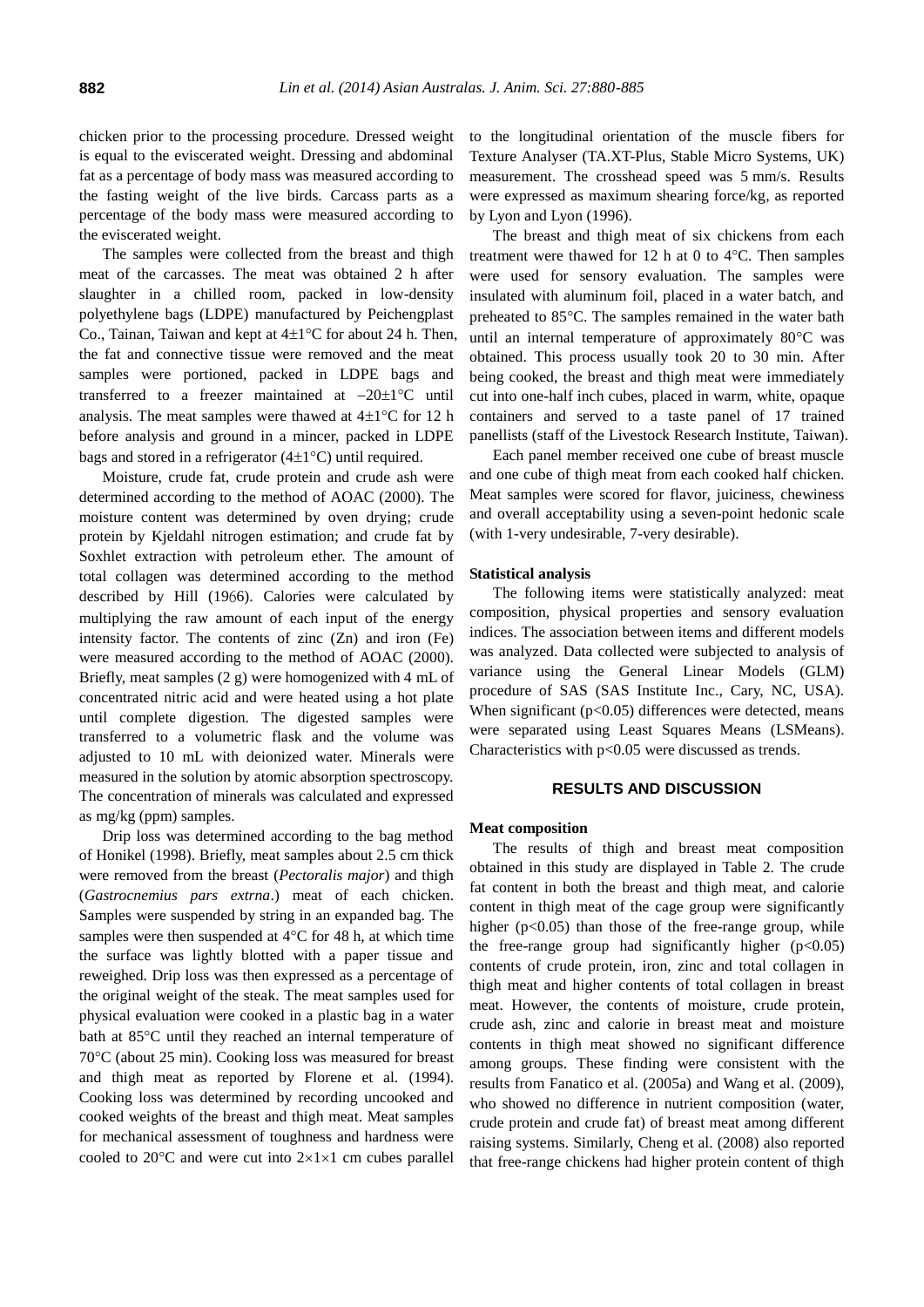chicken prior to the processing procedure. Dressed weight is equal to the eviscerated weight. Dressing and abdominal fat as a percentage of body mass was measured according to the fasting weight of the live birds. Carcass parts as a percentage of the body mass were measured according to the eviscerated weight.

The samples were collected from the breast and thigh meat of the carcasses. The meat was obtained 2 h after slaughter in a chilled room, packed in low-density polyethylene bags (LDPE) manufactured by Peichengplast Co., Tainan, Taiwan and kept at 4±1°C for about 24 h. Then, the fat and connective tissue were removed and the meat samples were portioned, packed in LDPE bags and transferred to a freezer maintained at −20±1°C until analysis. The meat samples were thawed at 4±1°C for 12 h before analysis and ground in a mincer, packed in LDPE bags and stored in a refrigerator (4±1°C) until required.

Moisture, crude fat, crude protein and crude ash were determined according to the method of AOAC (2000). The moisture content was determined by oven drying; crude protein by Kjeldahl nitrogen estimation; and crude fat by Soxhlet extraction with petroleum ether. The amount of total collagen was determined according to the method described by Hill (1966). Calories were calculated by multiplying the raw amount of each input of the energy intensity factor. The contents of zinc (Zn) and iron (Fe) were measured according to the method of AOAC (2000). Briefly, meat samples (2 g) were homogenized with 4 mL of concentrated nitric acid and were heated using a hot plate until complete digestion. The digested samples were transferred to a volumetric flask and the volume was adjusted to 10 mL with deionized water. Minerals were measured in the solution by atomic absorption spectroscopy. The concentration of minerals was calculated and expressed as mg/kg (ppm) samples.

Drip loss was determined according to the bag method of Honikel (1998). Briefly, meat samples about 2.5 cm thick were removed from the breast (*Pectoralis major*) and thigh (*Gastrocnemius pars extrna*.) meat of each chicken. Samples were suspended by string in an expanded bag. The samples were then suspended at 4°C for 48 h, at which time the surface was lightly blotted with a paper tissue and reweighed. Drip loss was then expressed as a percentage of the original weight of the steak. The meat samples used for physical evaluation were cooked in a plastic bag in a water bath at 85°C until they reached an internal temperature of 70°C (about 25 min). Cooking loss was measured for breast and thigh meat as reported by Florene et al. (1994). Cooking loss was determined by recording uncooked and cooked weights of the breast and thigh meat. Meat samples for mechanical assessment of toughness and hardness were cooled to 20°C and were cut into 2×1×1 cm cubes parallel to the longitudinal orientation of the muscle fibers for Texture Analyser (TA.XT-Plus, Stable Micro Systems, UK) measurement. The crosshead speed was 5 mm/s. Results were expressed as maximum shearing force/kg, as reported by Lyon and Lyon (1996).

The breast and thigh meat of six chickens from each treatment were thawed for 12 h at 0 to 4°C. Then samples were used for sensory evaluation. The samples were insulated with aluminum foil, placed in a water batch, and preheated to 85°C. The samples remained in the water bath until an internal temperature of approximately 80°C was obtained. This process usually took 20 to 30 min. After being cooked, the breast and thigh meat were immediately cut into one-half inch cubes, placed in warm, white, opaque containers and served to a taste panel of 17 trained panellists (staff of the Livestock Research Institute, Taiwan).

Each panel member received one cube of breast muscle and one cube of thigh meat from each cooked half chicken. Meat samples were scored for flavor, juiciness, chewiness and overall acceptability using a seven-point hedonic scale (with 1-very undesirable, 7-very desirable).

### Statistical analysis

The following items were statistically analyzed: meat composition, physical properties and sensory evaluation indices. The association between items and different models was analyzed. Data collected were subjected to analysis of variance using the General Linear Models (GLM) procedure of SAS (SAS Institute Inc., Cary, NC, USA). When significant ($p<0.05$) differences were detected, means were separated using Least Squares Means (LSMeans). Characteristics with $p<0.05$ were discussed as trends.

## RESULTS AND DISCUSSION

### Meat composition

The results of thigh and breast meat composition obtained in this study are displayed in Table 2. The crude fat content in both the breast and thigh meat, and calorie content in thigh meat of the cage group were significantly higher ($p<0.05$) than those of the free-range group, while the free-range group had significantly higher ($p<0.05$) contents of crude protein, iron, zinc and total collagen in thigh meat and higher contents of total collagen in breast meat. However, the contents of moisture, crude protein, crude ash, zinc and calorie in breast meat and moisture contents in thigh meat showed no significant difference among groups. These finding were consistent with the results from Fanatico et al. (2005a) and Wang et al. (2009), who showed no difference in nutrient composition (water, crude protein and crude fat) of breast meat among different raising systems. Similarly, Cheng et al. (2008) also reported that free-range chickens had higher protein content of thigh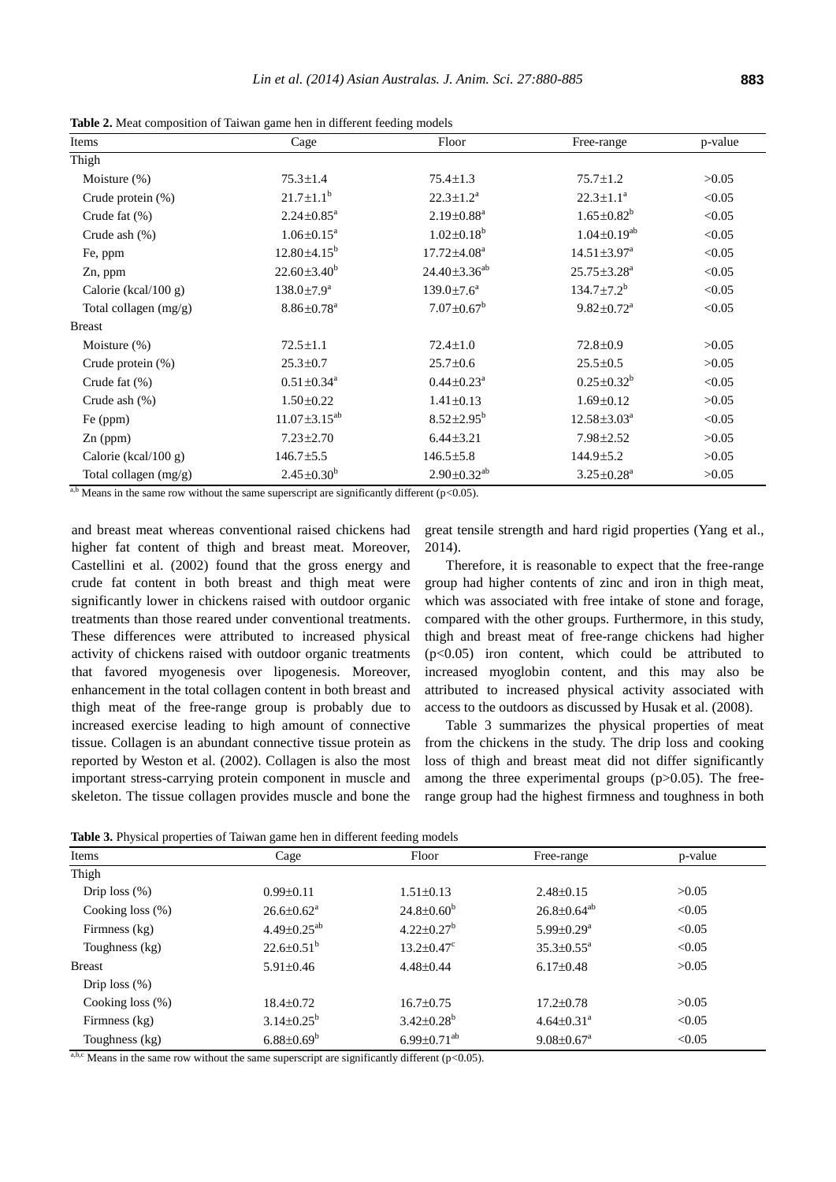**Table 2.** Meat composition of Taiwan game hen in different feeding models

| Items | Cage | Floor | Free-range | p-value |
|---|---|---|---|---|
| Thigh | | | | |
| Moisture (%) | 75.3±1.4 | 75.4±1.3 | 75.7±1.2 | >0.05 |
| Crude protein (%) | 21.7±1.1[b] | 22.3±1.2[a] | 22.3±1.1[a] | <0.05 |
| Crude fat (%) | 2.24±0.85[a] | 2.19±0.88[a] | 1.65±0.82[b] | <0.05 |
| Crude ash (%) | 1.06±0.15[a] | 1.02±0.18[b] | 1.04±0.19[ab] | <0.05 |
| Fe, ppm | 12.80±4.15[b] | 17.72±4.08[a] | 14.51±3.97[a] | <0.05 |
| Zn, ppm | 22.60±3.40[b] | 24.40±3.36[ab] | 25.75±3.28[a] | <0.05 |
| Calorie (kcal/100 g) | 138.0±7.9[a] | 139.0±7.6[a] | 134.7±7.2[b] | <0.05 |
| Total collagen (mg/g) | 8.86±0.78[a] | 7.07±0.67[b] | 9.82±0.72[a] | <0.05 |
| Breast | | | | |
| Moisture (%) | 72.5±1.1 | 72.4±1.0 | 72.8±0.9 | >0.05 |
| Crude protein (%) | 25.3±0.7 | 25.7±0.6 | 25.5±0.5 | >0.05 |
| Crude fat (%) | 0.51±0.34[a] | 0.44±0.23[a] | 0.25±0.32[b] | <0.05 |
| Crude ash (%) | 1.50±0.22 | 1.41±0.13 | 1.69±0.12 | >0.05 |
| Fe (ppm) | 11.07±3.15[ab] | 8.52±2.95[b] | 12.58±3.03[a] | <0.05 |
| Zn (ppm) | 7.23±2.70 | 6.44±3.21 | 7.98±2.52 | >0.05 |
| Calorie (kcal/100 g) | 146.7±5.5 | 146.5±5.8 | 144.9±5.2 | >0.05 |
| Total collagen (mg/g) | 2.45±0.30[b] | 2.90±0.32[ab] | 3.25±0.28[a] | >0.05 |

[a,b] Means in the same row without the same superscript are significantly different ($p<0.05$).

and breast meat whereas conventional raised chickens had higher fat content of thigh and breast meat. Moreover, Castellini et al. (2002) found that the gross energy and crude fat content in both breast and thigh meat were significantly lower in chickens raised with outdoor organic treatments than those reared under conventional treatments. These differences were attributed to increased physical activity of chickens raised with outdoor organic treatments that favored myogenesis over lipogenesis. Moreover, enhancement in the total collagen content in both breast and thigh meat of the free-range group is probably due to increased exercise leading to high amount of connective tissue. Collagen is an abundant connective tissue protein as reported by Weston et al. (2002). Collagen is also the most important stress-carrying protein component in muscle and skeleton. The tissue collagen provides muscle and bone the great tensile strength and hard rigid properties (Yang et al., 2014).

Therefore, it is reasonable to expect that the free-range group had higher contents of zinc and iron in thigh meat, which was associated with free intake of stone and forage, compared with the other groups. Furthermore, in this study, thigh and breast meat of free-range chickens had higher ($p<0.05$) iron content, which could be attributed to increased myoglobin content, and this may also be attributed to increased physical activity associated with access to the outdoors as discussed by Husak et al. (2008).

Table 3 summarizes the physical properties of meat from the chickens in the study. The drip loss and cooking loss of thigh and breast meat did not differ significantly among the three experimental groups ($p>0.05$). The free-range group had the highest firmness and toughness in both

**Table 3.** Physical properties of Taiwan game hen in different feeding models

| Items | Cage | Floor | Free-range | p-value |
|---|---|---|---|---|
| Thigh | | | | |
| Drip loss (%) | 0.99±0.11 | 1.51±0.13 | 2.48±0.15 | >0.05 |
| Cooking loss (%) | 26.6±0.62[a] | 24.8±0.60[b] | 26.8±0.64[ab] | <0.05 |
| Firmness (kg) | 4.49±0.25[ab] | 4.22±0.27[b] | 5.99±0.29[a] | <0.05 |
| Toughness (kg) | 22.6±0.51[b] | 13.2±0.47[c] | 35.3±0.55[a] | <0.05 |
| Breast | 5.91±0.46 | 4.48±0.44 | 6.17±0.48 | >0.05 |
| Drip loss (%) | | | | |
| Cooking loss (%) | 18.4±0.72 | 16.7±0.75 | 17.2±0.78 | >0.05 |
| Firmness (kg) | 3.14±0.25[b] | 3.42±0.28[b] | 4.64±0.31[a] | <0.05 |
| Toughness (kg) | 6.88±0.69[b] | 6.99±0.71[ab] | 9.08±0.67[a] | <0.05 |

[a,b,c] Means in the same row without the same superscript are significantly different ($p<0.05$).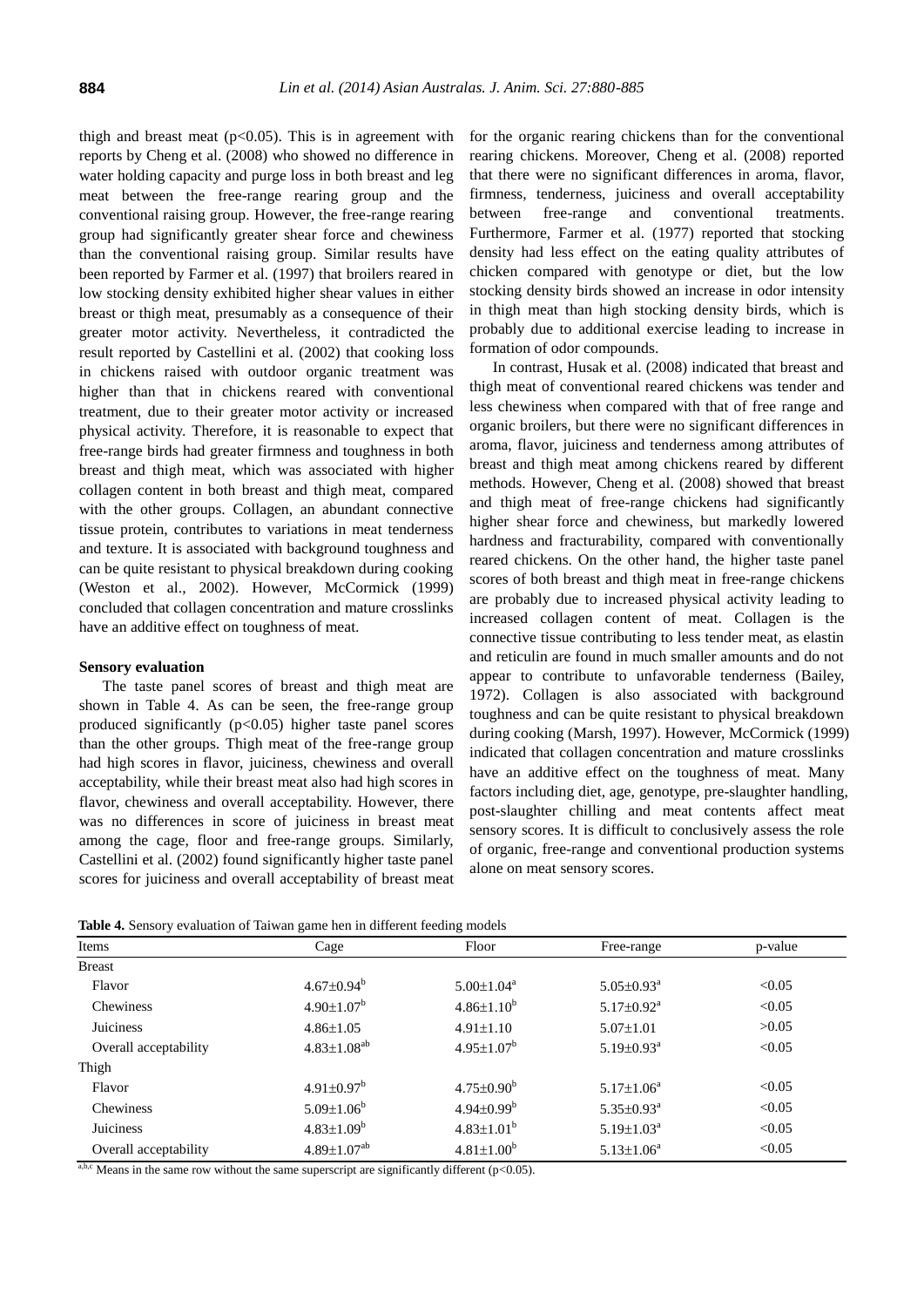thigh and breast meat ($p<0.05$). This is in agreement with reports by Cheng et al. (2008) who showed no difference in water holding capacity and purge loss in both breast and leg meat between the free-range rearing group and the conventional raising group. However, the free-range rearing group had significantly greater shear force and chewiness than the conventional raising group. Similar results have been reported by Farmer et al. (1997) that broilers reared in low stocking density exhibited higher shear values in either breast or thigh meat, presumably as a consequence of their greater motor activity. Nevertheless, it contradicted the result reported by Castellini et al. (2002) that cooking loss in chickens raised with outdoor organic treatment was higher than that in chickens reared with conventional treatment, due to their greater motor activity or increased physical activity. Therefore, it is reasonable to expect that free-range birds had greater firmness and toughness in both breast and thigh meat, which was associated with higher collagen content in both breast and thigh meat, compared with the other groups. Collagen, an abundant connective tissue protein, contributes to variations in meat tenderness and texture. It is associated with background toughness and can be quite resistant to physical breakdown during cooking (Weston et al., 2002). However, McCormick (1999) concluded that collagen concentration and mature crosslinks have an additive effect on toughness of meat.

**Sensory evaluation**

The taste panel scores of breast and thigh meat are shown in Table 4. As can be seen, the free-range group produced significantly ($p<0.05$) higher taste panel scores than the other groups. Thigh meat of the free-range group had high scores in flavor, juiciness, chewiness and overall acceptability, while their breast meat also had high scores in flavor, chewiness and overall acceptability. However, there was no differences in score of juiciness in breast meat among the cage, floor and free-range groups. Similarly, Castellini et al. (2002) found significantly higher taste panel scores for juiciness and overall acceptability of breast meat for the organic rearing chickens than for the conventional rearing chickens. Moreover, Cheng et al. (2008) reported that there were no significant differences in aroma, flavor, firmness, tenderness, juiciness and overall acceptability between free-range and conventional treatments. Furthermore, Farmer et al. (1977) reported that stocking density had less effect on the eating quality attributes of chicken compared with genotype or diet, but the low stocking density birds showed an increase in odor intensity in thigh meat than high stocking density birds, which is probably due to additional exercise leading to increase in formation of odor compounds.

In contrast, Husak et al. (2008) indicated that breast and thigh meat of conventional reared chickens was tender and less chewiness when compared with that of free range and organic broilers, but there were no significant differences in aroma, flavor, juiciness and tenderness among attributes of breast and thigh meat among chickens reared by different methods. However, Cheng et al. (2008) showed that breast and thigh meat of free-range chickens had significantly higher shear force and chewiness, but markedly lowered hardness and fracturability, compared with conventionally reared chickens. On the other hand, the higher taste panel scores of both breast and thigh meat in free-range chickens are probably due to increased physical activity leading to increased collagen content of meat. Collagen is the connective tissue contributing to less tender meat, as elastin and reticulin are found in much smaller amounts and do not appear to contribute to unfavorable tenderness (Bailey, 1972). Collagen is also associated with background toughness and can be quite resistant to physical breakdown during cooking (Marsh, 1997). However, McCormick (1999) indicated that collagen concentration and mature crosslinks have an additive effect on the toughness of meat. Many factors including diet, age, genotype, pre-slaughter handling, post-slaughter chilling and meat contents affect meat sensory scores. It is difficult to conclusively assess the role of organic, free-range and conventional production systems alone on meat sensory scores.

**Table 4.** Sensory evaluation of Taiwan game hen in different feeding models

| Items | Cage | Floor | Free-range | p-value |
|---|---|---|---|---|
| Breast | | | | |
| Flavor | $4.67\pm0.94^{b}$ | $5.00\pm1.04^{a}$ | $5.05\pm0.93^{a}$ | <0.05 |
| Chewiness | $4.90\pm1.07^{b}$ | $4.86\pm1.10^{b}$ | $5.17\pm0.92^{a}$ | <0.05 |
| Juiciness | $4.86\pm1.05$ | $4.91\pm1.10$ | $5.07\pm1.01$ | >0.05 |
| Overall acceptability | $4.83\pm1.08^{ab}$ | $4.95\pm1.07^{b}$ | $5.19\pm0.93^{a}$ | <0.05 |
| Thigh | | | | |
| Flavor | $4.91\pm0.97^{b}$ | $4.75\pm0.90^{b}$ | $5.17\pm1.06^{a}$ | <0.05 |
| Chewiness | $5.09\pm1.06^{b}$ | $4.94\pm0.99^{b}$ | $5.35\pm0.93^{a}$ | <0.05 |
| Juiciness | $4.83\pm1.09^{b}$ | $4.83\pm1.01^{b}$ | $5.19\pm1.03^{a}$ | <0.05 |
| Overall acceptability | $4.89\pm1.07^{ab}$ | $4.81\pm1.00^{b}$ | $5.13\pm1.06^{a}$ | <0.05 |

[a,b,c] Means in the same row without the same superscript are significantly different ($p<0.05$).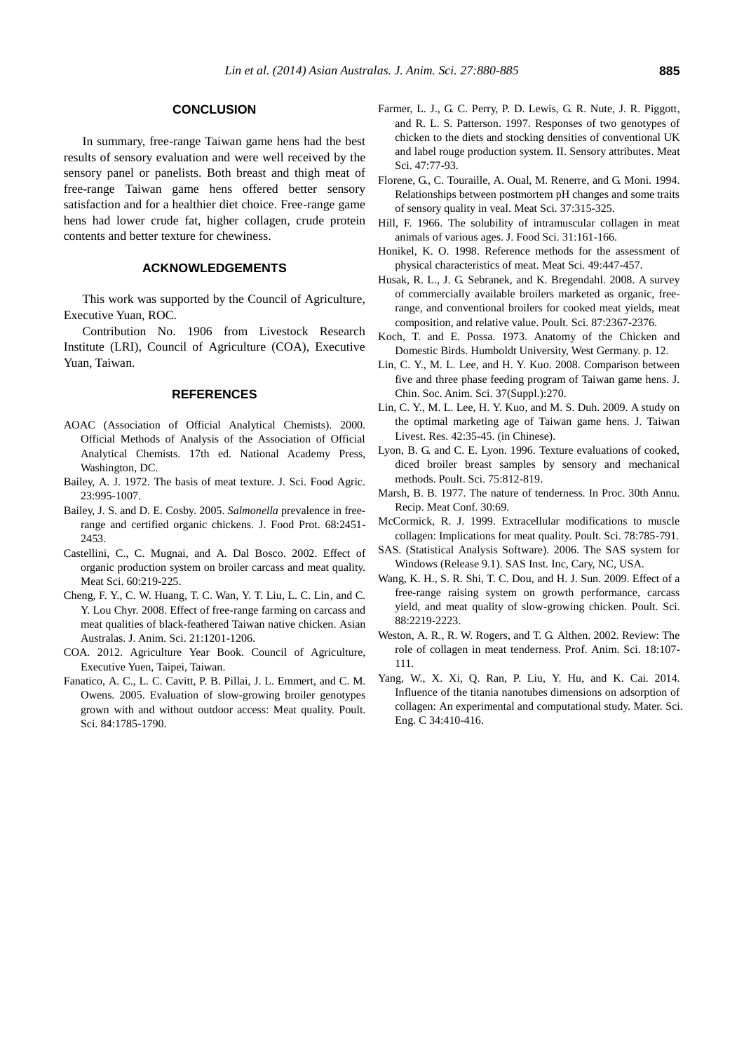## CONCLUSION

In summary, free-range Taiwan game hens had the best results of sensory evaluation and were well received by the sensory panel or panelists. Both breast and thigh meat of free-range Taiwan game hens offered better sensory satisfaction and for a healthier diet choice. Free-range game hens had lower crude fat, higher collagen, crude protein contents and better texture for chewiness.

## ACKNOWLEDGEMENTS

This work was supported by the Council of Agriculture, Executive Yuan, ROC.

Contribution No. 1906 from Livestock Research Institute (LRI), Council of Agriculture (COA), Executive Yuan, Taiwan.

## REFERENCES

AOAC (Association of Official Analytical Chemists). 2000. Official Methods of Analysis of the Association of Official Analytical Chemists. 17th ed. National Academy Press, Washington, DC.

Bailey, A. J. 1972. The basis of meat texture. J. Sci. Food Agric. 23:995-1007.

Bailey, J. S. and D. E. Cosby. 2005. *Salmonella* prevalence in free-range and certified organic chickens. J. Food Prot. 68:2451-2453.

Castellini, C., C. Mugnai, and A. Dal Bosco. 2002. Effect of organic production system on broiler carcass and meat quality. Meat Sci. 60:219-225.

Cheng, F. Y., C. W. Huang, T. C. Wan, Y. T. Liu, L. C. Lin, and C. Y. Lou Chyr. 2008. Effect of free-range farming on carcass and meat qualities of black-feathered Taiwan native chicken. Asian Australas. J. Anim. Sci. 21:1201-1206.

COA. 2012. Agriculture Year Book. Council of Agriculture, Executive Yuen, Taipei, Taiwan.

Fanatico, A. C., L. C. Cavitt, P. B. Pillai, J. L. Emmert, and C. M. Owens. 2005. Evaluation of slow-growing broiler genotypes grown with and without outdoor access: Meat quality. Poult. Sci. 84:1785-1790.

Farmer, L. J., G. C. Perry, P. D. Lewis, G. R. Nute, J. R. Piggott, and R. L. S. Patterson. 1997. Responses of two genotypes of chicken to the diets and stocking densities of conventional UK and label rouge production system. II. Sensory attributes. Meat Sci. 47:77-93.

Florene, G., C. Touraille, A. Oual, M. Renerre, and G. Moni. 1994. Relationships between postmortem pH changes and some traits of sensory quality in veal. Meat Sci. 37:315-325.

Hill, F. 1966. The solubility of intramuscular collagen in meat animals of various ages. J. Food Sci. 31:161-166.

Honikel, K. O. 1998. Reference methods for the assessment of physical characteristics of meat. Meat Sci. 49:447-457.

Husak, R. L., J. G. Sebranek, and K. Bregendahl. 2008. A survey of commercially available broilers marketed as organic, free-range, and conventional broilers for cooked meat yields, meat composition, and relative value. Poult. Sci. 87:2367-2376.

Koch, T. and E. Possa. 1973. Anatomy of the Chicken and Domestic Birds. Humboldt University, West Germany. p. 12.

Lin, C. Y., M. L. Lee, and H. Y. Kuo. 2008. Comparison between five and three phase feeding program of Taiwan game hens. J. Chin. Soc. Anim. Sci. 37(Suppl.):270.

Lin, C. Y., M. L. Lee, H. Y. Kuo, and M. S. Duh. 2009. A study on the optimal marketing age of Taiwan game hens. J. Taiwan Livest. Res. 42:35-45. (in Chinese).

Lyon, B. G. and C. E. Lyon. 1996. Texture evaluations of cooked, diced broiler breast samples by sensory and mechanical methods. Poult. Sci. 75:812-819.

Marsh, B. B. 1977. The nature of tenderness. In Proc. 30th Annu. Recip. Meat Conf. 30:69.

McCormick, R. J. 1999. Extracellular modifications to muscle collagen: Implications for meat quality. Poult. Sci. 78:785-791.

SAS. (Statistical Analysis Software). 2006. The SAS system for Windows (Release 9.1). SAS Inst. Inc, Cary, NC, USA.

Wang, K. H., S. R. Shi, T. C. Dou, and H. J. Sun. 2009. Effect of a free-range raising system on growth performance, carcass yield, and meat quality of slow-growing chicken. Poult. Sci. 88:2219-2223.

Weston, A. R., R. W. Rogers, and T. G. Althen. 2002. Review: The role of collagen in meat tenderness. Prof. Anim. Sci. 18:107-111.

Yang, W., X. Xi, Q. Ran, P. Liu, Y. Hu, and K. Cai. 2014. Influence of the titania nanotubes dimensions on adsorption of collagen: An experimental and computational study. Mater. Sci. Eng. C 34:410-416.